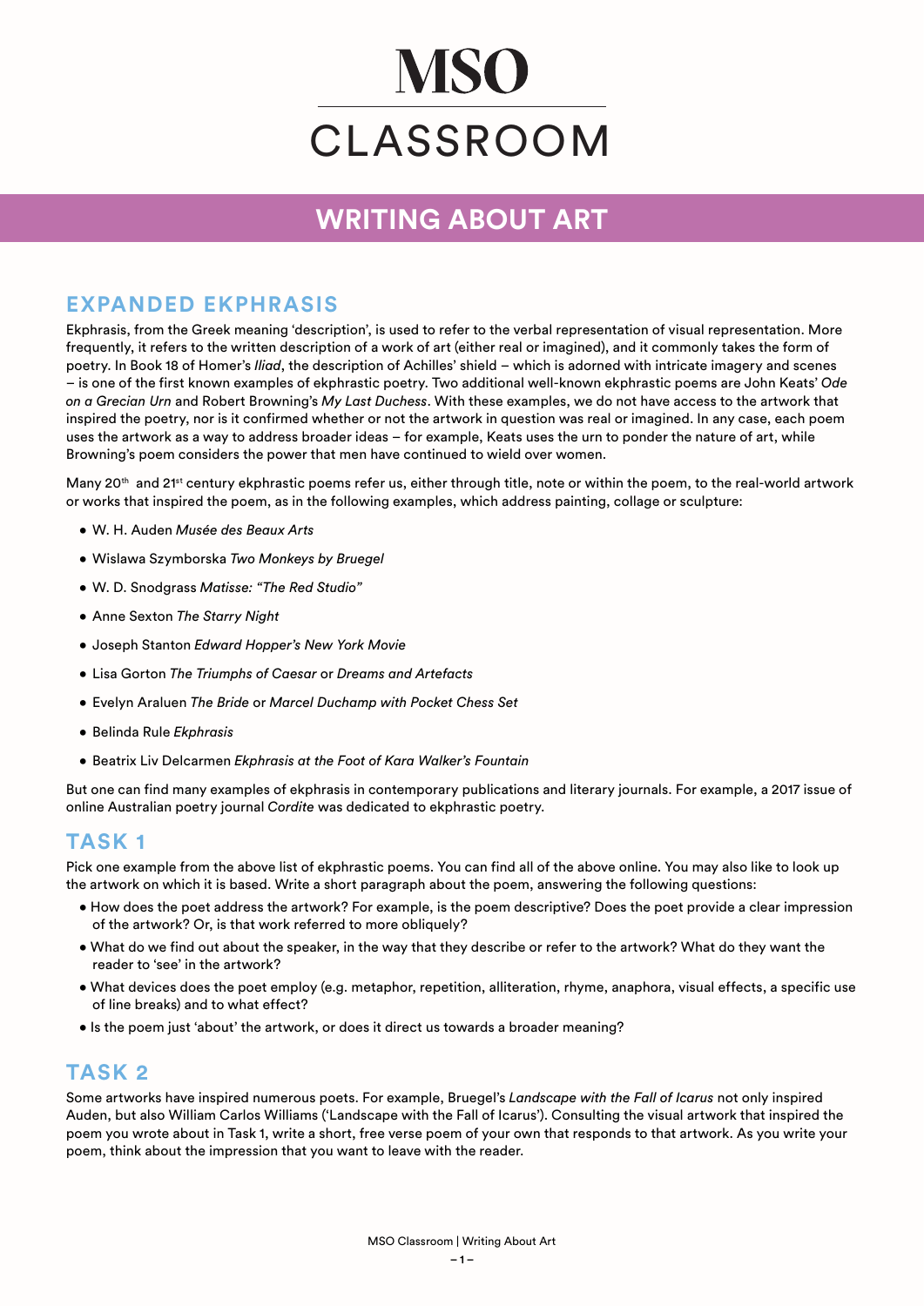# MSO CLASSROOM

## WRITING ABOUT ART

### EXPANDED EKPHRASIS

Ekphrasis, from the Greek meaning 'description', is used to refer to the verbal representation of visual representation. More frequently, it refers to the written description of a work of art (either real or imagined), and it commonly takes the form of poetry. In Book 18 of Homer's *Iliad*, the description of Achilles' shield – which is adorned with intricate imagery and scenes – is one of the first known examples of ekphrastic poetry. Two additional well-known ekphrastic poems are John Keats' *Ode on a Grecian Urn* and Robert Browning's *My Last Duchess*. With these examples, we do not have access to the artwork that inspired the poetry, nor is it confirmed whether or not the artwork in question was real or imagined. In any case, each poem uses the artwork as a way to address broader ideas – for example, Keats uses the urn to ponder the nature of art, while Browning's poem considers the power that men have continued to wield over women.

Many 20th and 21st century ekphrastic poems refer us, either through title, note or within the poem, to the real-world artwork or works that inspired the poem, as in the following examples, which address painting, collage or sculpture:

- W. H. Auden *Musée des Beaux Arts*
- Wislawa Szymborska *Two Monkeys by Bruegel*
- W. D. Snodgrass *Matisse: "The Red Studio"*
- Anne Sexton *The Starry Night*
- Joseph Stanton *Edward Hopper's New York Movie*
- Lisa Gorton *The Triumphs of Caesar* or *Dreams and Artefacts*
- Evelyn Araluen *The Bride* or *Marcel Duchamp with Pocket Chess Set*
- Belinda Rule *Ekphrasis*
- Beatrix Liv Delcarmen *Ekphrasis at the Foot of Kara Walker's Fountain*

But one can find many examples of ekphrasis in contemporary publications and literary journals. For example, a 2017 issue of online Australian poetry journal *Cordite* was dedicated to ekphrastic poetry.

### TASK 1

Pick one example from the above list of ekphrastic poems. You can find all of the above online. You may also like to look up the artwork on which it is based. Write a short paragraph about the poem, answering the following questions:

- How does the poet address the artwork? For example, is the poem descriptive? Does the poet provide a clear impression of the artwork? Or, is that work referred to more obliquely?
- What do we find out about the speaker, in the way that they describe or refer to the artwork? What do they want the reader to 'see' in the artwork?
- What devices does the poet employ (e.g. metaphor, repetition, alliteration, rhyme, anaphora, visual effects, a specific use of line breaks) and to what effect?
- Is the poem just 'about' the artwork, or does it direct us towards a broader meaning?

### TASK 2

Some artworks have inspired numerous poets. For example, Bruegel's *Landscape with the Fall of Icarus* not only inspired Auden, but also William Carlos Williams ('Landscape with the Fall of Icarus'). Consulting the visual artwork that inspired the poem you wrote about in Task 1, write a short, free verse poem of your own that responds to that artwork. As you write your poem, think about the impression that you want to leave with the reader.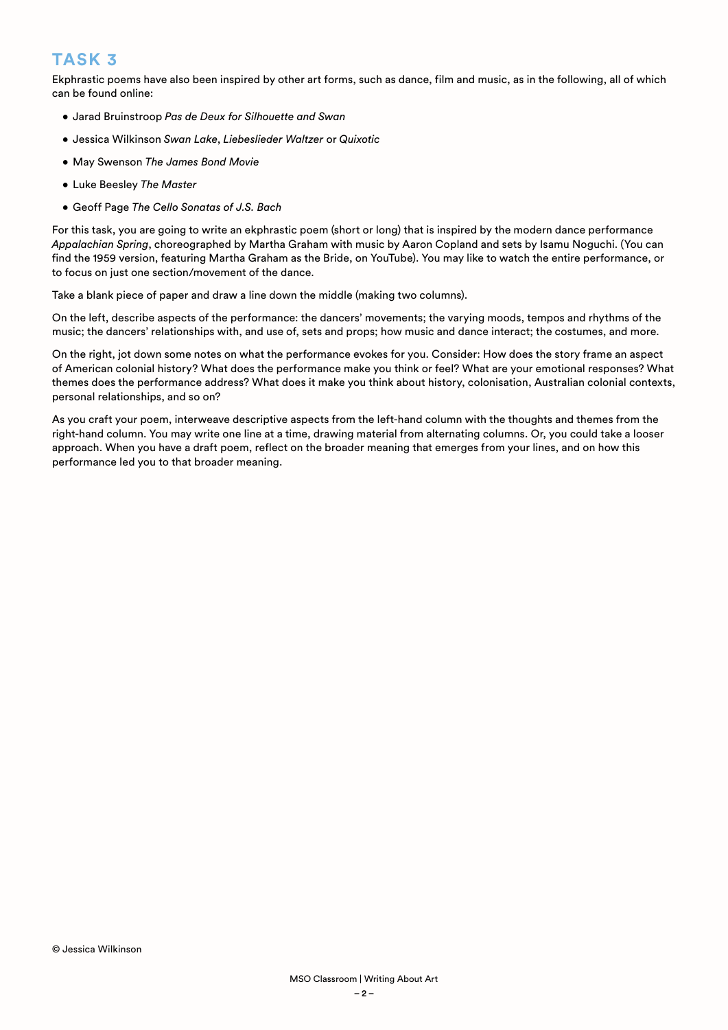# TASK 3

Ekphrastic poems have also been inspired by other art forms, such as dance, film and music, as in the following, all of which can be found online:

- Jarad Bruinstroop *Pas de Deux for Silhouette and Swan*
- Jessica Wilkinson *Swan Lake*, *Liebeslieder Waltzer* or *Quixotic*
- May Swenson *The James Bond Movie*
- Luke Beesley *The Master*
- Geoff Page *The Cello Sonatas of J.S. Bach*

For this task, you are going to write an ekphrastic poem (short or long) that is inspired by the modern dance performance *Appalachian Spring*, choreographed by Martha Graham with music by Aaron Copland and sets by Isamu Noguchi. (You can find the 1959 version, featuring Martha Graham as the Bride, on YouTube). You may like to watch the entire performance, or to focus on just one section/movement of the dance.

Take a blank piece of paper and draw a line down the middle (making two columns).

On the left, describe aspects of the performance: the dancers' movements; the varying moods, tempos and rhythms of the music; the dancers' relationships with, and use of, sets and props; how music and dance interact; the costumes, and more.

On the right, jot down some notes on what the performance evokes for you. Consider: How does the story frame an aspect of American colonial history? What does the performance make you think or feel? What are your emotional responses? What themes does the performance address? What does it make you think about history, colonisation, Australian colonial contexts, personal relationships, and so on?

As you craft your poem, interweave descriptive aspects from the left-hand column with the thoughts and themes from the right-hand column. You may write one line at a time, drawing material from alternating columns. Or, you could take a looser approach. When you have a draft poem, reflect on the broader meaning that emerges from your lines, and on how this performance led you to that broader meaning.

© Jessica Wilkinson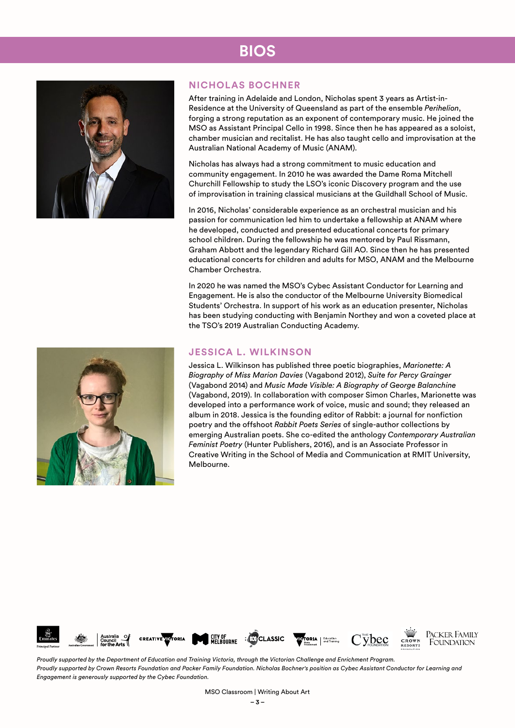# BIOS

## NICHOLAS BOCHNER

After training in Adelaide and London, Nicholas spent 3 years as Artist-in-Residence at the University of Queensland as part of the ensemble *Perihelion*, forging a strong reputation as an exponent of contemporary music. He joined the MSO as Assistant Principal Cello in 1998. Since then he has appeared as a soloist, chamber musician and recitalist. He has also taught cello and improvisation at the Australian National Academy of Music (ANAM).

Nicholas has always had a strong commitment to music education and community engagement. In 2010 he was awarded the Dame Roma Mitchell Churchill Fellowship to study the LSO's iconic Discovery program and the use of improvisation in training classical musicians at the Guildhall School of Music.

In 2016, Nicholas' considerable experience as an orchestral musician and his passion for communication led him to undertake a fellowship at ANAM where he developed, conducted and presented educational concerts for primary school children. During the fellowship he was mentored by Paul Rissmann, Graham Abbott and the legendary Richard Gill AO. Since then he has presented educational concerts for children and adults for MSO, ANAM and the Melbourne Chamber Orchestra.

In 2020 he was named the MSO's Cybec Assistant Conductor for Learning and Engagement. He is also the conductor of the Melbourne University Biomedical Students' Orchestra. In support of his work as an education presenter, Nicholas has been studying conducting with Benjamin Northey and won a coveted place at the TSO's 2019 Australian Conducting Academy.

## JESSICA L. WILKINSON

Jessica L. Wilkinson has published three poetic biographies, *Marionette: A Biography of Miss Marion Davies* (Vagabond 2012), *Suite for Percy Grainger* (Vagabond 2014) and *Music Made Visible: A Biography of George Balanchine* (Vagabond, 2019). In collaboration with composer Simon Charles, Marionette was developed into a performance work of voice, music and sound; they released an album in 2018. Jessica is the founding editor of Rabbit: a journal for nonfiction poetry and the offshoot *Rabbit Poets Series* of single-author collections by emerging Australian poets. She co-edited the anthology *Contemporary Australian Feminist Poetry* (Hunter Publishers, 2016), and is an Associate Professor in Creative Writing in the School of Media and Communication at RMIT University, Melbourne.

*Proudly supported by the Department of Education and Training Victoria, through the Victorian Challenge and Enrichment Program.*
*Proudly supported by Crown Resorts Foundation and Packer Family Foundation. Nicholas Bochner's position as Cybec Assistant Conductor for Learning and Engagement is generously supported by the Cybec Foundation.*